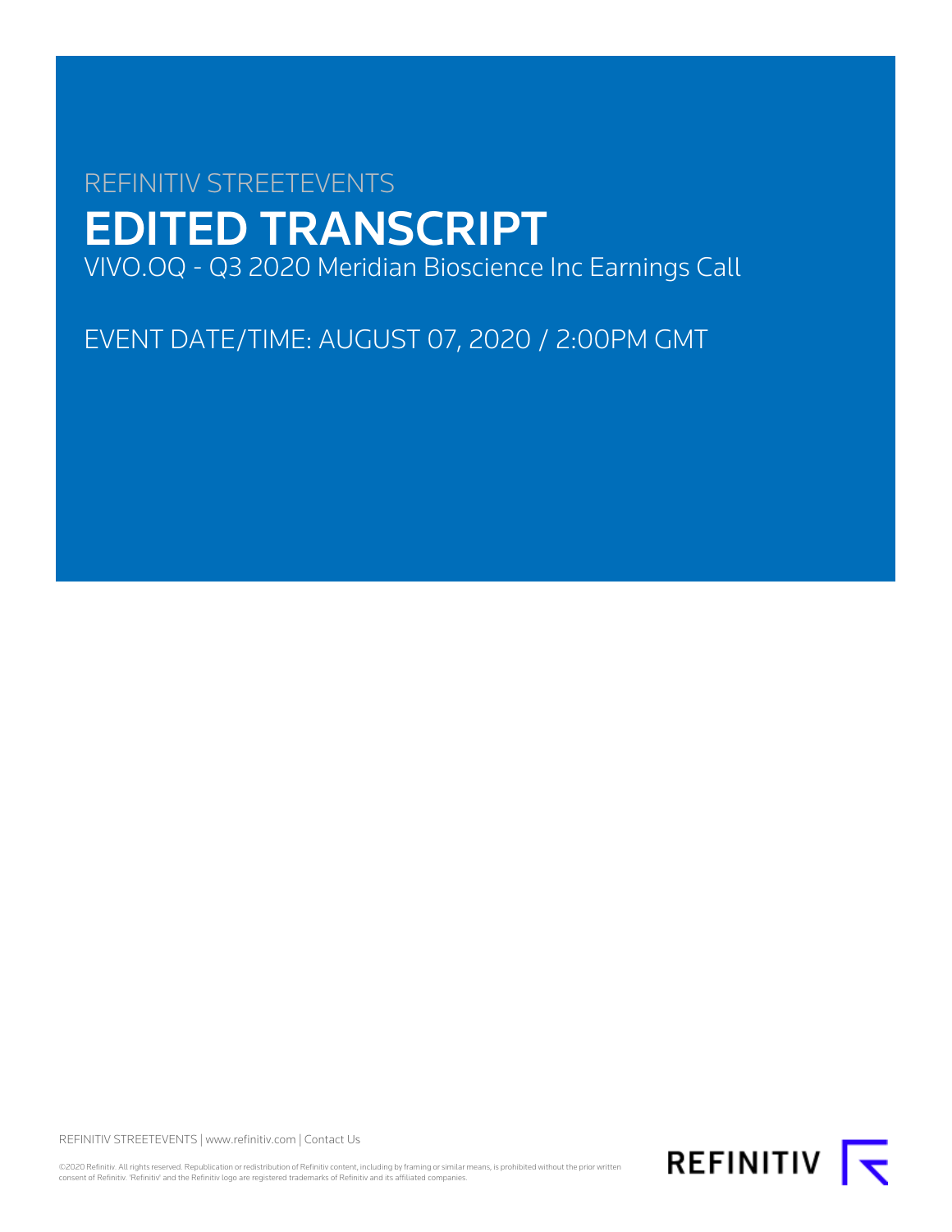REFINITIV STREETEVENTS

# EDITED TRANSCRIPT

VIVO.OQ - Q3 2020 Meridian Bioscience Inc Earnings Call

EVENT DATE/TIME: AUGUST 07, 2020 / 2:00PM GMT

REFINITIV STREETEVENTS | www.refinitiv.com | Contact Us

©2020 Refinitiv. All rights reserved. Republication or redistribution of Refinitiv content, including by framing or similar means, is prohibited without the prior written consent of Refinitiv. 'Refinitiv' and the Refinitiv logo are registered trademarks of Refinitiv and its affiliated companies.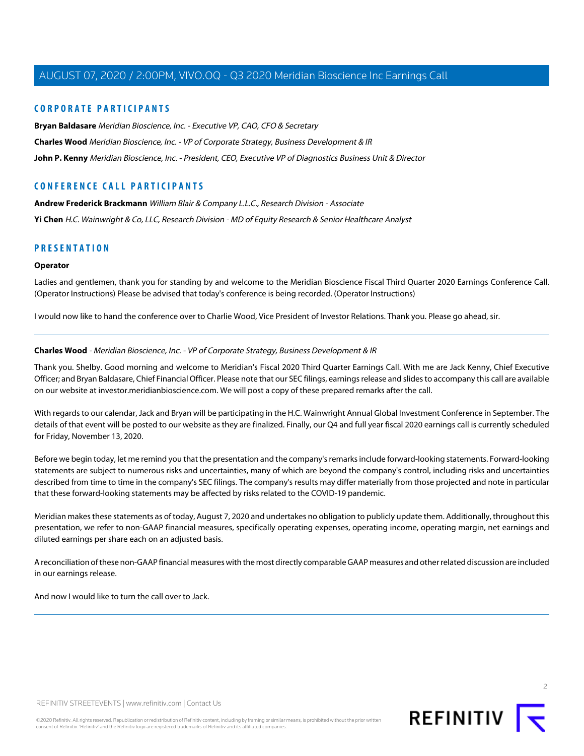## CORPORATE PARTICIPANTS

**Bryan Baldasare** *Meridian Bioscience, Inc. - Executive VP, CAO, CFO & Secretary*

**Charles Wood** *Meridian Bioscience, Inc. - VP of Corporate Strategy, Business Development & IR*

**John P. Kenny** *Meridian Bioscience, Inc. - President, CEO, Executive VP of Diagnostics Business Unit & Director*

## CONFERENCE CALL PARTICIPANTS

**Andrew Frederick Brackmann** *William Blair & Company L.L.C., Research Division - Associate*

**Yi Chen** *H.C. Wainwright & Co, LLC, Research Division - MD of Equity Research & Senior Healthcare Analyst*

## PRESENTATION

**Operator**

Ladies and gentlemen, thank you for standing by and welcome to the Meridian Bioscience Fiscal Third Quarter 2020 Earnings Conference Call. (Operator Instructions) Please be advised that today's conference is being recorded. (Operator Instructions)

I would now like to hand the conference over to Charlie Wood, Vice President of Investor Relations. Thank you. Please go ahead, sir.

---

**Charles Wood** - *Meridian Bioscience, Inc. - VP of Corporate Strategy, Business Development & IR*

Thank you. Shelby. Good morning and welcome to Meridian's Fiscal 2020 Third Quarter Earnings Call. With me are Jack Kenny, Chief Executive Officer; and Bryan Baldasare, Chief Financial Officer. Please note that our SEC filings, earnings release and slides to accompany this call are available on our website at investor.meridianbioscience.com. We will post a copy of these prepared remarks after the call.

With regards to our calendar, Jack and Bryan will be participating in the H.C. Wainwright Annual Global Investment Conference in September. The details of that event will be posted to our website as they are finalized. Finally, our Q4 and full year fiscal 2020 earnings call is currently scheduled for Friday, November 13, 2020.

Before we begin today, let me remind you that the presentation and the company's remarks include forward-looking statements. Forward-looking statements are subject to numerous risks and uncertainties, many of which are beyond the company's control, including risks and uncertainties described from time to time in the company's SEC filings. The company's results may differ materially from those projected and note in particular that these forward-looking statements may be affected by risks related to the COVID-19 pandemic.

Meridian makes these statements as of today, August 7, 2020 and undertakes no obligation to publicly update them. Additionally, throughout this presentation, we refer to non-GAAP financial measures, specifically operating expenses, operating income, operating margin, net earnings and diluted earnings per share each on an adjusted basis.

A reconciliation of these non-GAAP financial measures with the most directly comparable GAAP measures and other related discussion are included in our earnings release.

And now I would like to turn the call over to Jack.

---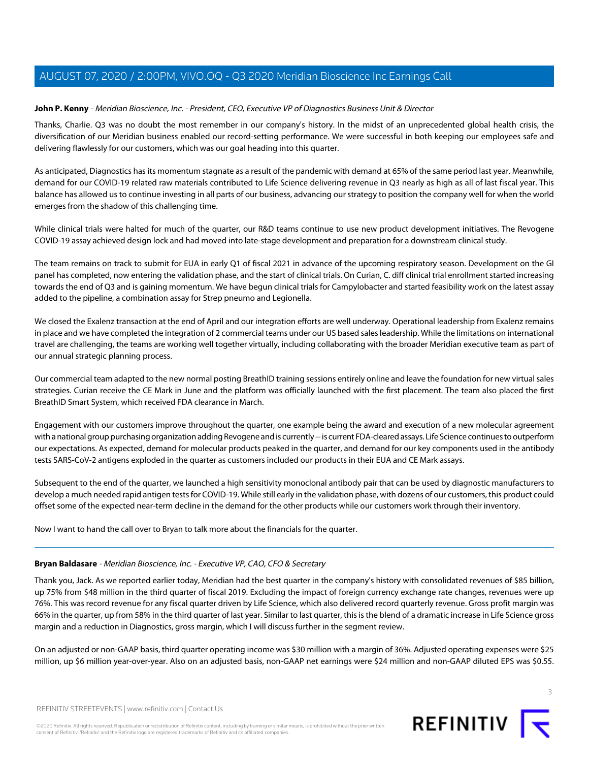**John P. Kenny** - *Meridian Bioscience, Inc. - President, CEO, Executive VP of Diagnostics Business Unit & Director*

Thanks, Charlie. Q3 was no doubt the most remember in our company's history. In the midst of an unprecedented global health crisis, the diversification of our Meridian business enabled our record-setting performance. We were successful in both keeping our employees safe and delivering flawlessly for our customers, which was our goal heading into this quarter.

As anticipated, Diagnostics has its momentum stagnate as a result of the pandemic with demand at 65% of the same period last year. Meanwhile, demand for our COVID-19 related raw materials contributed to Life Science delivering revenue in Q3 nearly as high as all of last fiscal year. This balance has allowed us to continue investing in all parts of our business, advancing our strategy to position the company well for when the world emerges from the shadow of this challenging time.

While clinical trials were halted for much of the quarter, our R&D teams continue to use new product development initiatives. The Revogene COVID-19 assay achieved design lock and had moved into late-stage development and preparation for a downstream clinical study.

The team remains on track to submit for EUA in early Q1 of fiscal 2021 in advance of the upcoming respiratory season. Development on the GI panel has completed, now entering the validation phase, and the start of clinical trials. On Curian, C. diff clinical trial enrollment started increasing towards the end of Q3 and is gaining momentum. We have begun clinical trials for Campylobacter and started feasibility work on the latest assay added to the pipeline, a combination assay for Strep pneumo and Legionella.

We closed the Exalenz transaction at the end of April and our integration efforts are well underway. Operational leadership from Exalenz remains in place and we have completed the integration of 2 commercial teams under our US based sales leadership. While the limitations on international travel are challenging, the teams are working well together virtually, including collaborating with the broader Meridian executive team as part of our annual strategic planning process.

Our commercial team adapted to the new normal posting BreathID training sessions entirely online and leave the foundation for new virtual sales strategies. Curian receive the CE Mark in June and the platform was officially launched with the first placement. The team also placed the first BreathID Smart System, which received FDA clearance in March.

Engagement with our customers improve throughout the quarter, one example being the award and execution of a new molecular agreement with a national group purchasing organization adding Revogene and is currently -- is current FDA-cleared assays. Life Science continues to outperform our expectations. As expected, demand for molecular products peaked in the quarter, and demand for our key components used in the antibody tests SARS-CoV-2 antigens exploded in the quarter as customers included our products in their EUA and CE Mark assays.

Subsequent to the end of the quarter, we launched a high sensitivity monoclonal antibody pair that can be used by diagnostic manufacturers to develop a much needed rapid antigen tests for COVID-19. While still early in the validation phase, with dozens of our customers, this product could offset some of the expected near-term decline in the demand for the other products while our customers work through their inventory.

Now I want to hand the call over to Bryan to talk more about the financials for the quarter.

---

**Bryan Baldasare** - *Meridian Bioscience, Inc. - Executive VP, CAO, CFO & Secretary*

Thank you, Jack. As we reported earlier today, Meridian had the best quarter in the company's history with consolidated revenues of $85 billion, up 75% from $48 million in the third quarter of fiscal 2019. Excluding the impact of foreign currency exchange rate changes, revenues were up 76%. This was record revenue for any fiscal quarter driven by Life Science, which also delivered record quarterly revenue. Gross profit margin was 66% in the quarter, up from 58% in the third quarter of last year. Similar to last quarter, this is the blend of a dramatic increase in Life Science gross margin and a reduction in Diagnostics, gross margin, which I will discuss further in the segment review.

On an adjusted or non-GAAP basis, third quarter operating income was $30 million with a margin of 36%. Adjusted operating expenses were $25 million, up $6 million year-over-year. Also on an adjusted basis, non-GAAP net earnings were $24 million and non-GAAP diluted EPS was $0.55.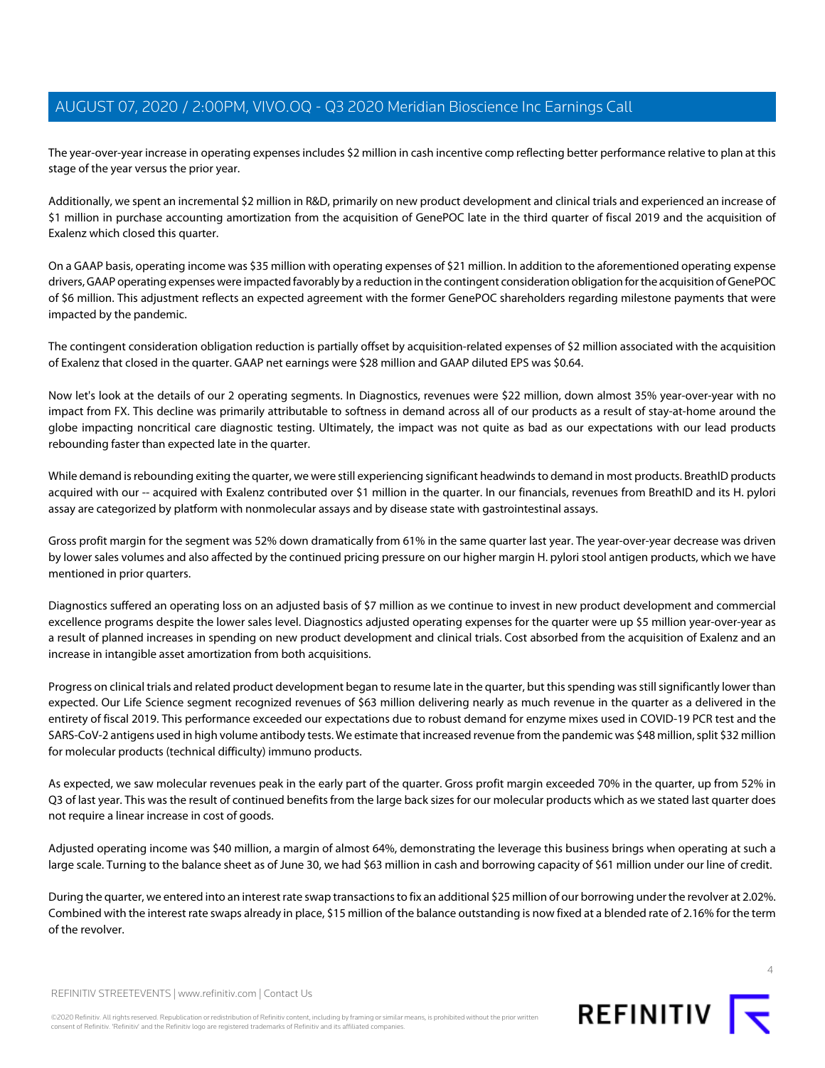The year-over-year increase in operating expenses includes $2 million in cash incentive comp reflecting better performance relative to plan at this stage of the year versus the prior year.

Additionally, we spent an incremental $2 million in R&D, primarily on new product development and clinical trials and experienced an increase of $1 million in purchase accounting amortization from the acquisition of GenePOC late in the third quarter of fiscal 2019 and the acquisition of Exalenz which closed this quarter.

On a GAAP basis, operating income was $35 million with operating expenses of $21 million. In addition to the aforementioned operating expense drivers, GAAP operating expenses were impacted favorably by a reduction in the contingent consideration obligation for the acquisition of GenePOC of $6 million. This adjustment reflects an expected agreement with the former GenePOC shareholders regarding milestone payments that were impacted by the pandemic.

The contingent consideration obligation reduction is partially offset by acquisition-related expenses of $2 million associated with the acquisition of Exalenz that closed in the quarter. GAAP net earnings were $28 million and GAAP diluted EPS was $0.64.

Now let's look at the details of our 2 operating segments. In Diagnostics, revenues were $22 million, down almost 35% year-over-year with no impact from FX. This decline was primarily attributable to softness in demand across all of our products as a result of stay-at-home around the globe impacting noncritical care diagnostic testing. Ultimately, the impact was not quite as bad as our expectations with our lead products rebounding faster than expected late in the quarter.

While demand is rebounding exiting the quarter, we were still experiencing significant headwinds to demand in most products. BreathID products acquired with our -- acquired with Exalenz contributed over $1 million in the quarter. In our financials, revenues from BreathID and its H. pylori assay are categorized by platform with nonmolecular assays and by disease state with gastrointestinal assays.

Gross profit margin for the segment was 52% down dramatically from 61% in the same quarter last year. The year-over-year decrease was driven by lower sales volumes and also affected by the continued pricing pressure on our higher margin H. pylori stool antigen products, which we have mentioned in prior quarters.

Diagnostics suffered an operating loss on an adjusted basis of $7 million as we continue to invest in new product development and commercial excellence programs despite the lower sales level. Diagnostics adjusted operating expenses for the quarter were up $5 million year-over-year as a result of planned increases in spending on new product development and clinical trials. Cost absorbed from the acquisition of Exalenz and an increase in intangible asset amortization from both acquisitions.

Progress on clinical trials and related product development began to resume late in the quarter, but this spending was still significantly lower than expected. Our Life Science segment recognized revenues of $63 million delivering nearly as much revenue in the quarter as a delivered in the entirety of fiscal 2019. This performance exceeded our expectations due to robust demand for enzyme mixes used in COVID-19 PCR test and the SARS-CoV-2 antigens used in high volume antibody tests. We estimate that increased revenue from the pandemic was $48 million, split $32 million for molecular products (technical difficulty) immuno products.

As expected, we saw molecular revenues peak in the early part of the quarter. Gross profit margin exceeded 70% in the quarter, up from 52% in Q3 of last year. This was the result of continued benefits from the large back sizes for our molecular products which as we stated last quarter does not require a linear increase in cost of goods.

Adjusted operating income was $40 million, a margin of almost 64%, demonstrating the leverage this business brings when operating at such a large scale. Turning to the balance sheet as of June 30, we had $63 million in cash and borrowing capacity of $61 million under our line of credit.

During the quarter, we entered into an interest rate swap transactions to fix an additional $25 million of our borrowing under the revolver at 2.02%. Combined with the interest rate swaps already in place, $15 million of the balance outstanding is now fixed at a blended rate of 2.16% for the term of the revolver.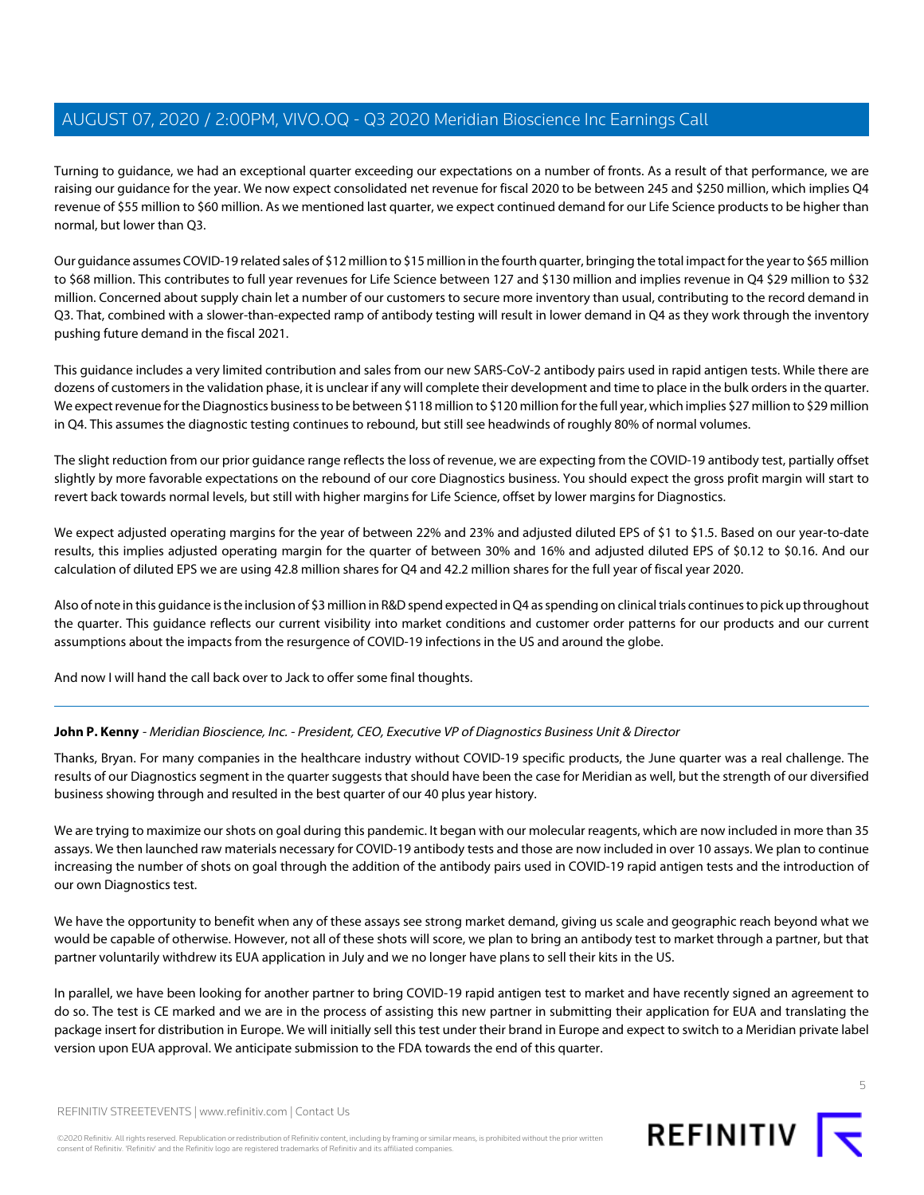Turning to guidance, we had an exceptional quarter exceeding our expectations on a number of fronts. As a result of that performance, we are raising our guidance for the year. We now expect consolidated net revenue for fiscal 2020 to be between 245 and $250 million, which implies Q4 revenue of $55 million to $60 million. As we mentioned last quarter, we expect continued demand for our Life Science products to be higher than normal, but lower than Q3.

Our guidance assumes COVID-19 related sales of $12 million to $15 million in the fourth quarter, bringing the total impact for the year to $65 million to $68 million. This contributes to full year revenues for Life Science between 127 and $130 million and implies revenue in Q4 $29 million to $32 million. Concerned about supply chain let a number of our customers to secure more inventory than usual, contributing to the record demand in Q3. That, combined with a slower-than-expected ramp of antibody testing will result in lower demand in Q4 as they work through the inventory pushing future demand in the fiscal 2021.

This guidance includes a very limited contribution and sales from our new SARS-CoV-2 antibody pairs used in rapid antigen tests. While there are dozens of customers in the validation phase, it is unclear if any will complete their development and time to place in the bulk orders in the quarter. We expect revenue for the Diagnostics business to be between $118 million to $120 million for the full year, which implies $27 million to $29 million in Q4. This assumes the diagnostic testing continues to rebound, but still see headwinds of roughly 80% of normal volumes.

The slight reduction from our prior guidance range reflects the loss of revenue, we are expecting from the COVID-19 antibody test, partially offset slightly by more favorable expectations on the rebound of our core Diagnostics business. You should expect the gross profit margin will start to revert back towards normal levels, but still with higher margins for Life Science, offset by lower margins for Diagnostics.

We expect adjusted operating margins for the year of between 22% and 23% and adjusted diluted EPS of $1 to $1.5. Based on our year-to-date results, this implies adjusted operating margin for the quarter of between 30% and 16% and adjusted diluted EPS of $0.12 to $0.16. And our calculation of diluted EPS we are using 42.8 million shares for Q4 and 42.2 million shares for the full year of fiscal year 2020.

Also of note in this guidance is the inclusion of $3 million in R&D spend expected in Q4 as spending on clinical trials continues to pick up throughout the quarter. This guidance reflects our current visibility into market conditions and customer order patterns for our products and our current assumptions about the impacts from the resurgence of COVID-19 infections in the US and around the globe.

And now I will hand the call back over to Jack to offer some final thoughts.

---

**John P. Kenny** - *Meridian Bioscience, Inc. - President, CEO, Executive VP of Diagnostics Business Unit & Director*

Thanks, Bryan. For many companies in the healthcare industry without COVID-19 specific products, the June quarter was a real challenge. The results of our Diagnostics segment in the quarter suggests that should have been the case for Meridian as well, but the strength of our diversified business showing through and resulted in the best quarter of our 40 plus year history.

We are trying to maximize our shots on goal during this pandemic. It began with our molecular reagents, which are now included in more than 35 assays. We then launched raw materials necessary for COVID-19 antibody tests and those are now included in over 10 assays. We plan to continue increasing the number of shots on goal through the addition of the antibody pairs used in COVID-19 rapid antigen tests and the introduction of our own Diagnostics test.

We have the opportunity to benefit when any of these assays see strong market demand, giving us scale and geographic reach beyond what we would be capable of otherwise. However, not all of these shots will score, we plan to bring an antibody test to market through a partner, but that partner voluntarily withdrew its EUA application in July and we no longer have plans to sell their kits in the US.

In parallel, we have been looking for another partner to bring COVID-19 rapid antigen test to market and have recently signed an agreement to do so. The test is CE marked and we are in the process of assisting this new partner in submitting their application for EUA and translating the package insert for distribution in Europe. We will initially sell this test under their brand in Europe and expect to switch to a Meridian private label version upon EUA approval. We anticipate submission to the FDA towards the end of this quarter.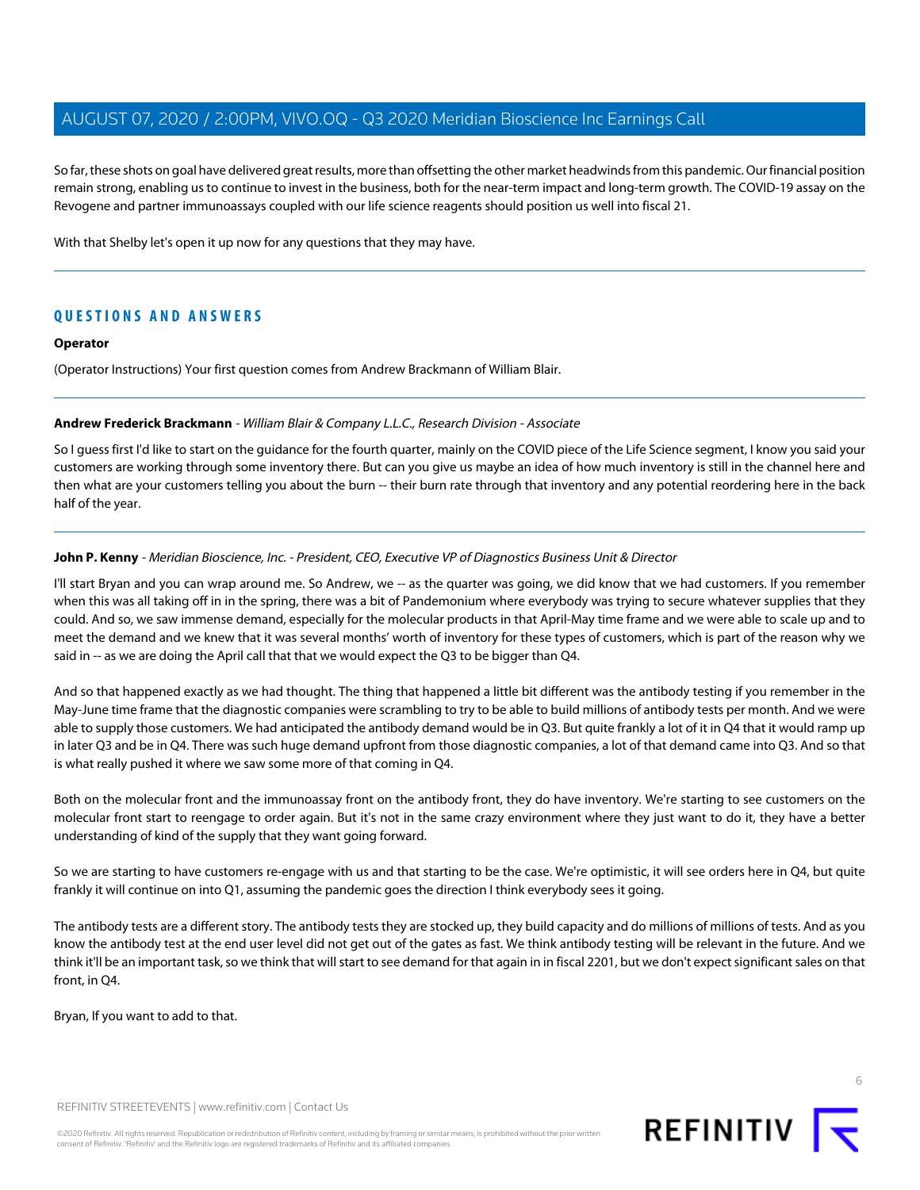So far, these shots on goal have delivered great results, more than offsetting the other market headwinds from this pandemic. Our financial position remain strong, enabling us to continue to invest in the business, both for the near-term impact and long-term growth. The COVID-19 assay on the Revogene and partner immunoassays coupled with our life science reagents should position us well into fiscal 21.

With that Shelby let's open it up now for any questions that they may have.

---

## QUESTIONS AND ANSWERS

**Operator**

(Operator Instructions) Your first question comes from Andrew Brackmann of William Blair.

---

**Andrew Frederick Brackmann** - *William Blair & Company L.L.C., Research Division - Associate*

So I guess first I'd like to start on the guidance for the fourth quarter, mainly on the COVID piece of the Life Science segment, I know you said your customers are working through some inventory there. But can you give us maybe an idea of how much inventory is still in the channel here and then what are your customers telling you about the burn -- their burn rate through that inventory and any potential reordering here in the back half of the year.

---

**John P. Kenny** - *Meridian Bioscience, Inc. - President, CEO, Executive VP of Diagnostics Business Unit & Director*

I'll start Bryan and you can wrap around me. So Andrew, we -- as the quarter was going, we did know that we had customers. If you remember when this was all taking off in in the spring, there was a bit of Pandemonium where everybody was trying to secure whatever supplies that they could. And so, we saw immense demand, especially for the molecular products in that April-May time frame and we were able to scale up and to meet the demand and we knew that it was several months' worth of inventory for these types of customers, which is part of the reason why we said in -- as we are doing the April call that that we would expect the Q3 to be bigger than Q4.

And so that happened exactly as we had thought. The thing that happened a little bit different was the antibody testing if you remember in the May-June time frame that the diagnostic companies were scrambling to try to be able to build millions of antibody tests per month. And we were able to supply those customers. We had anticipated the antibody demand would be in Q3. But quite frankly a lot of it in Q4 that it would ramp up in later Q3 and be in Q4. There was such huge demand upfront from those diagnostic companies, a lot of that demand came into Q3. And so that is what really pushed it where we saw some more of that coming in Q4.

Both on the molecular front and the immunoassay front on the antibody front, they do have inventory. We're starting to see customers on the molecular front start to reengage to order again. But it's not in the same crazy environment where they just want to do it, they have a better understanding of kind of the supply that they want going forward.

So we are starting to have customers re-engage with us and that starting to be the case. We're optimistic, it will see orders here in Q4, but quite frankly it will continue on into Q1, assuming the pandemic goes the direction I think everybody sees it going.

The antibody tests are a different story. The antibody tests they are stocked up, they build capacity and do millions of millions of tests. And as you know the antibody test at the end user level did not get out of the gates as fast. We think antibody testing will be relevant in the future. And we think it'll be an important task, so we think that will start to see demand for that again in in fiscal 2201, but we don't expect significant sales on that front, in Q4.

Bryan, If you want to add to that.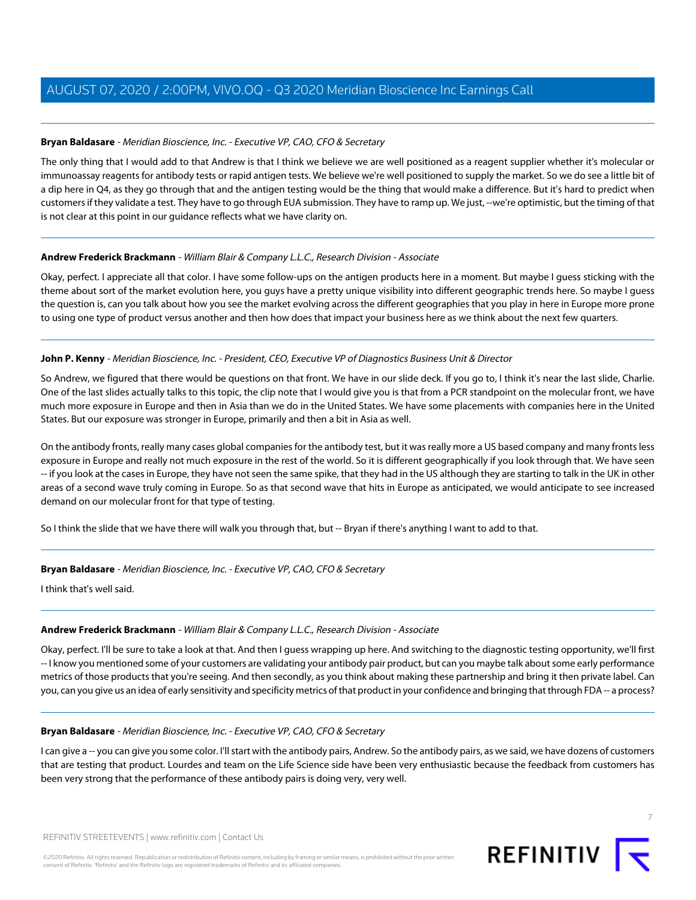**Bryan Baldasare** - *Meridian Bioscience, Inc. - Executive VP, CAO, CFO & Secretary*

The only thing that I would add to that Andrew is that I think we believe we are well positioned as a reagent supplier whether it's molecular or immunoassay reagents for antibody tests or rapid antigen tests. We believe we're well positioned to supply the market. So we do see a little bit of a dip here in Q4, as they go through that and the antigen testing would be the thing that would make a difference. But it's hard to predict when customers if they validate a test. They have to go through EUA submission. They have to ramp up. We just, --we're optimistic, but the timing of that is not clear at this point in our guidance reflects what we have clarity on.

---

**Andrew Frederick Brackmann** - *William Blair & Company L.L.C., Research Division - Associate*

Okay, perfect. I appreciate all that color. I have some follow-ups on the antigen products here in a moment. But maybe I guess sticking with the theme about sort of the market evolution here, you guys have a pretty unique visibility into different geographic trends here. So maybe I guess the question is, can you talk about how you see the market evolving across the different geographies that you play in here in Europe more prone to using one type of product versus another and then how does that impact your business here as we think about the next few quarters.

---

**John P. Kenny** - *Meridian Bioscience, Inc. - President, CEO, Executive VP of Diagnostics Business Unit & Director*

So Andrew, we figured that there would be questions on that front. We have in our slide deck. If you go to, I think it's near the last slide, Charlie. One of the last slides actually talks to this topic, the clip note that I would give you is that from a PCR standpoint on the molecular front, we have much more exposure in Europe and then in Asia than we do in the United States. We have some placements with companies here in the United States. But our exposure was stronger in Europe, primarily and then a bit in Asia as well.

On the antibody fronts, really many cases global companies for the antibody test, but it was really more a US based company and many fronts less exposure in Europe and really not much exposure in the rest of the world. So it is different geographically if you look through that. We have seen -- if you look at the cases in Europe, they have not seen the same spike, that they had in the US although they are starting to talk in the UK in other areas of a second wave truly coming in Europe. So as that second wave that hits in Europe as anticipated, we would anticipate to see increased demand on our molecular front for that type of testing.

So I think the slide that we have there will walk you through that, but -- Bryan if there's anything I want to add to that.

---

**Bryan Baldasare** - *Meridian Bioscience, Inc. - Executive VP, CAO, CFO & Secretary*

I think that's well said.

---

**Andrew Frederick Brackmann** - *William Blair & Company L.L.C., Research Division - Associate*

Okay, perfect. I'll be sure to take a look at that. And then I guess wrapping up here. And switching to the diagnostic testing opportunity, we'll first -- I know you mentioned some of your customers are validating your antibody pair product, but can you maybe talk about some early performance metrics of those products that you're seeing. And then secondly, as you think about making these partnership and bring it then private label. Can you, can you give us an idea of early sensitivity and specificity metrics of that product in your confidence and bringing that through FDA -- a process?

---

**Bryan Baldasare** - *Meridian Bioscience, Inc. - Executive VP, CAO, CFO & Secretary*

I can give a -- you can give you some color. I'll start with the antibody pairs, Andrew. So the antibody pairs, as we said, we have dozens of customers that are testing that product. Lourdes and team on the Life Science side have been very enthusiastic because the feedback from customers has been very strong that the performance of these antibody pairs is doing very, very well.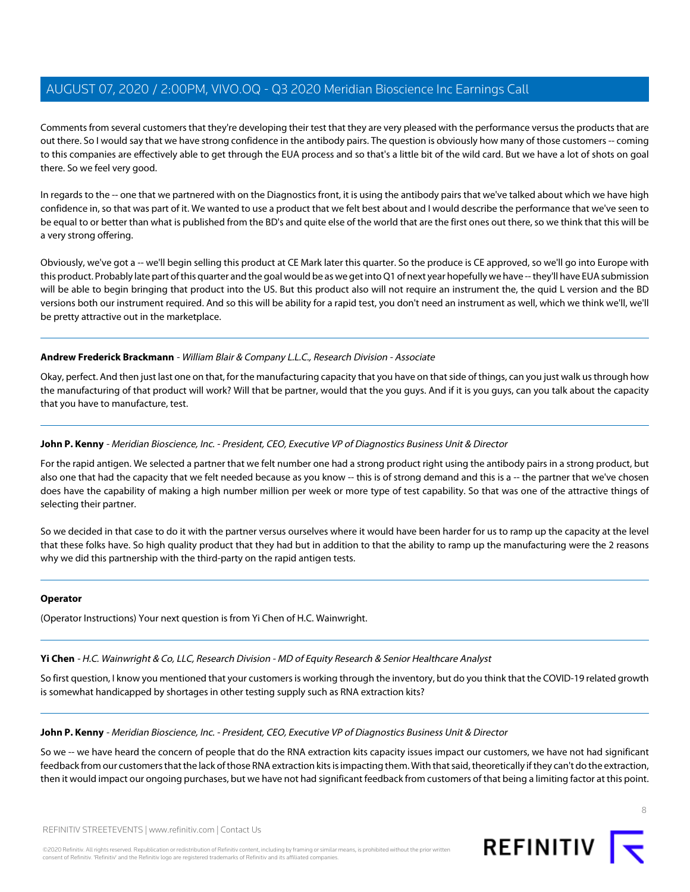Comments from several customers that they're developing their test that they are very pleased with the performance versus the products that are out there. So I would say that we have strong confidence in the antibody pairs. The question is obviously how many of those customers -- coming to this companies are effectively able to get through the EUA process and so that's a little bit of the wild card. But we have a lot of shots on goal there. So we feel very good.

In regards to the -- one that we partnered with on the Diagnostics front, it is using the antibody pairs that we've talked about which we have high confidence in, so that was part of it. We wanted to use a product that we felt best about and I would describe the performance that we've seen to be equal to or better than what is published from the BD's and quite else of the world that are the first ones out there, so we think that this will be a very strong offering.

Obviously, we've got a -- we'll begin selling this product at CE Mark later this quarter. So the produce is CE approved, so we'll go into Europe with this product. Probably late part of this quarter and the goal would be as we get into Q1 of next year hopefully we have -- they'll have EUA submission will be able to begin bringing that product into the US. But this product also will not require an instrument the, the quid L version and the BD versions both our instrument required. And so this will be ability for a rapid test, you don't need an instrument as well, which we think we'll, we'll be pretty attractive out in the marketplace.

---

**Andrew Frederick Brackmann** - *William Blair & Company L.L.C., Research Division - Associate*

Okay, perfect. And then just last one on that, for the manufacturing capacity that you have on that side of things, can you just walk us through how the manufacturing of that product will work? Will that be partner, would that the you guys. And if it is you guys, can you talk about the capacity that you have to manufacture, test.

---

**John P. Kenny** - *Meridian Bioscience, Inc. - President, CEO, Executive VP of Diagnostics Business Unit & Director*

For the rapid antigen. We selected a partner that we felt number one had a strong product right using the antibody pairs in a strong product, but also one that had the capacity that we felt needed because as you know -- this is of strong demand and this is a -- the partner that we've chosen does have the capability of making a high number million per week or more type of test capability. So that was one of the attractive things of selecting their partner.

So we decided in that case to do it with the partner versus ourselves where it would have been harder for us to ramp up the capacity at the level that these folks have. So high quality product that they had but in addition to that the ability to ramp up the manufacturing were the 2 reasons why we did this partnership with the third-party on the rapid antigen tests.

---

**Operator**

(Operator Instructions) Your next question is from Yi Chen of H.C. Wainwright.

---

**Yi Chen** - *H.C. Wainwright & Co, LLC, Research Division - MD of Equity Research & Senior Healthcare Analyst*

So first question, I know you mentioned that your customers is working through the inventory, but do you think that the COVID-19 related growth is somewhat handicapped by shortages in other testing supply such as RNA extraction kits?

---

**John P. Kenny** - *Meridian Bioscience, Inc. - President, CEO, Executive VP of Diagnostics Business Unit & Director*

So we -- we have heard the concern of people that do the RNA extraction kits capacity issues impact our customers, we have not had significant feedback from our customers that the lack of those RNA extraction kits is impacting them. With that said, theoretically if they can't do the extraction, then it would impact our ongoing purchases, but we have not had significant feedback from customers of that being a limiting factor at this point.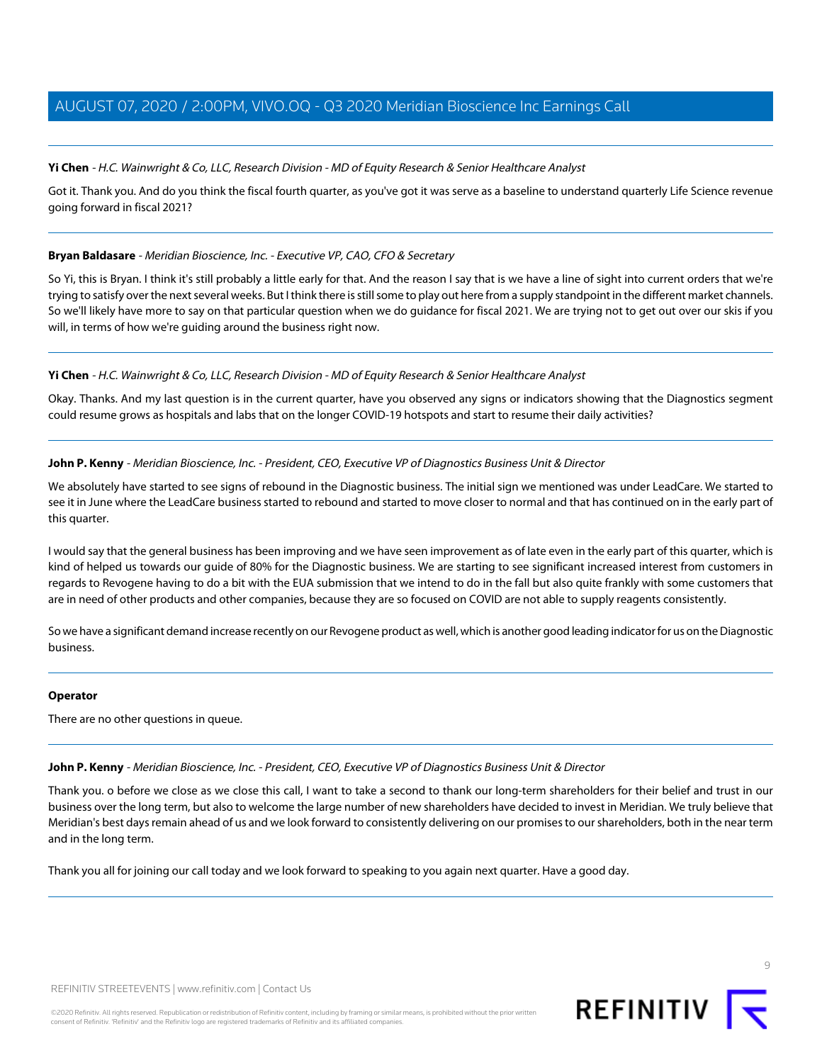**Yi Chen** - *H.C. Wainwright & Co, LLC, Research Division - MD of Equity Research & Senior Healthcare Analyst*

Got it. Thank you. And do you think the fiscal fourth quarter, as you've got it was serve as a baseline to understand quarterly Life Science revenue going forward in fiscal 2021?

---

**Bryan Baldasare** - *Meridian Bioscience, Inc. - Executive VP, CAO, CFO & Secretary*

So Yi, this is Bryan. I think it's still probably a little early for that. And the reason I say that is we have a line of sight into current orders that we're trying to satisfy over the next several weeks. But I think there is still some to play out here from a supply standpoint in the different market channels. So we'll likely have more to say on that particular question when we do guidance for fiscal 2021. We are trying not to get out over our skis if you will, in terms of how we're guiding around the business right now.

---

**Yi Chen** - *H.C. Wainwright & Co, LLC, Research Division - MD of Equity Research & Senior Healthcare Analyst*

Okay. Thanks. And my last question is in the current quarter, have you observed any signs or indicators showing that the Diagnostics segment could resume grows as hospitals and labs that on the longer COVID-19 hotspots and start to resume their daily activities?

---

**John P. Kenny** - *Meridian Bioscience, Inc. - President, CEO, Executive VP of Diagnostics Business Unit & Director*

We absolutely have started to see signs of rebound in the Diagnostic business. The initial sign we mentioned was under LeadCare. We started to see it in June where the LeadCare business started to rebound and started to move closer to normal and that has continued on in the early part of this quarter.

I would say that the general business has been improving and we have seen improvement as of late even in the early part of this quarter, which is kind of helped us towards our guide of 80% for the Diagnostic business. We are starting to see significant increased interest from customers in regards to Revogene having to do a bit with the EUA submission that we intend to do in the fall but also quite frankly with some customers that are in need of other products and other companies, because they are so focused on COVID are not able to supply reagents consistently.

So we have a significant demand increase recently on our Revogene product as well, which is another good leading indicator for us on the Diagnostic business.

---

**Operator**

There are no other questions in queue.

---

**John P. Kenny** - *Meridian Bioscience, Inc. - President, CEO, Executive VP of Diagnostics Business Unit & Director*

Thank you. o before we close as we close this call, I want to take a second to thank our long-term shareholders for their belief and trust in our business over the long term, but also to welcome the large number of new shareholders have decided to invest in Meridian. We truly believe that Meridian's best days remain ahead of us and we look forward to consistently delivering on our promises to our shareholders, both in the near term and in the long term.

Thank you all for joining our call today and we look forward to speaking to you again next quarter. Have a good day.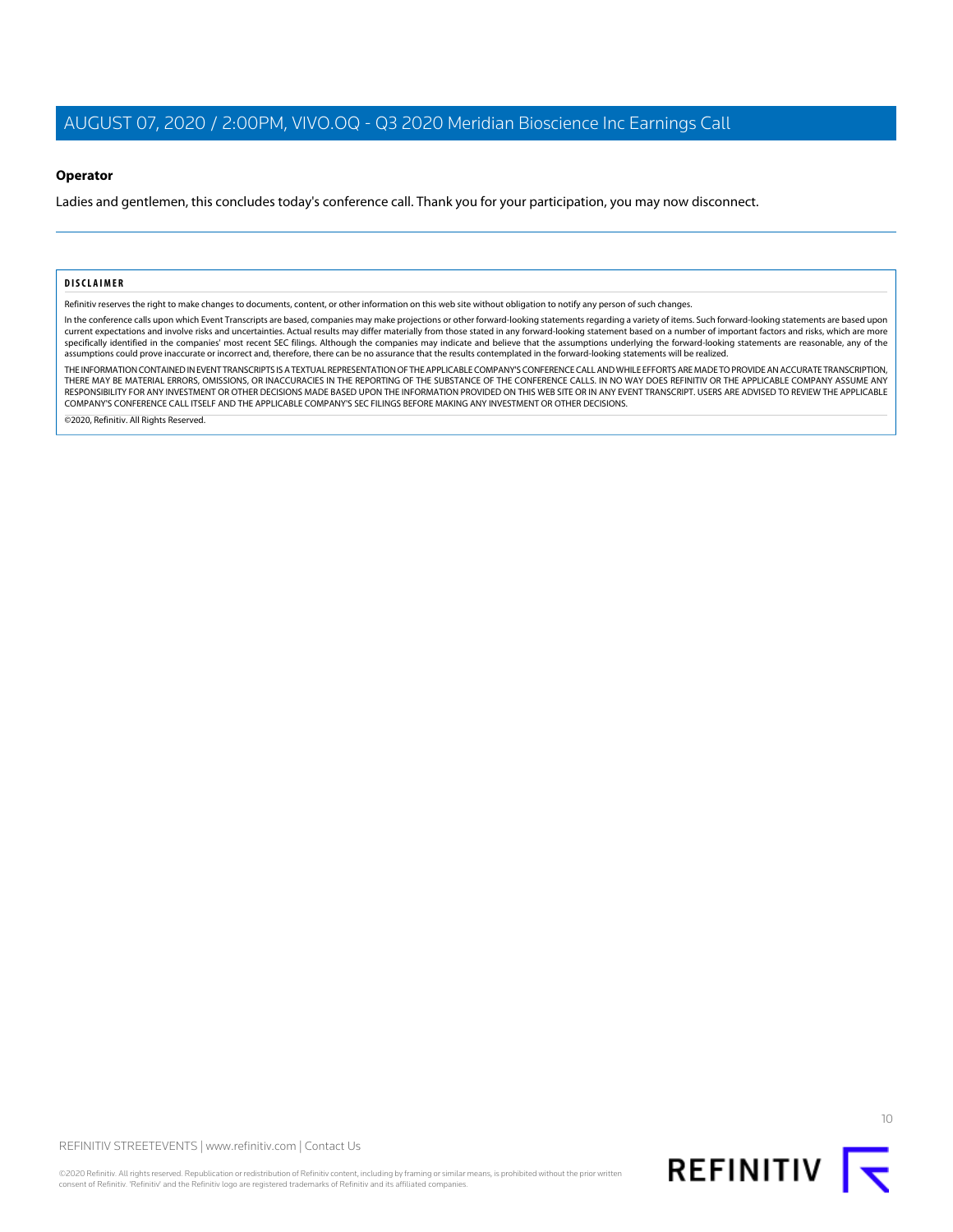**Operator**

Ladies and gentlemen, this concludes today's conference call. Thank you for your participation, you may now disconnect.

---

**DISCLAIMER**

Refinitiv reserves the right to make changes to documents, content, or other information on this web site without obligation to notify any person of such changes.

In the conference calls upon which Event Transcripts are based, companies may make projections or other forward-looking statements regarding a variety of items. Such forward-looking statements are based upon current expectations and involve risks and uncertainties. Actual results may differ materially from those stated in any forward-looking statement based on a number of important factors and risks, which are more specifically identified in the companies' most recent SEC filings. Although the companies may indicate and believe that the assumptions underlying the forward-looking statements are reasonable, any of the assumptions could prove inaccurate or incorrect and, therefore, there can be no assurance that the results contemplated in the forward-looking statements will be realized.

THE INFORMATION CONTAINED IN EVENT TRANSCRIPTS IS A TEXTUAL REPRESENTATION OF THE APPLICABLE COMPANY'S CONFERENCE CALL AND WHILE EFFORTS ARE MADE TO PROVIDE AN ACCURATE TRANSCRIPTION, THERE MAY BE MATERIAL ERRORS, OMISSIONS, OR INACCURACIES IN THE REPORTING OF THE SUBSTANCE OF THE CONFERENCE CALLS. IN NO WAY DOES REFINITIV OR THE APPLICABLE COMPANY ASSUME ANY RESPONSIBILITY FOR ANY INVESTMENT OR OTHER DECISIONS MADE BASED UPON THE INFORMATION PROVIDED ON THIS WEB SITE OR IN ANY EVENT TRANSCRIPT. USERS ARE ADVISED TO REVIEW THE APPLICABLE COMPANY'S CONFERENCE CALL ITSELF AND THE APPLICABLE COMPANY'S SEC FILINGS BEFORE MAKING ANY INVESTMENT OR OTHER DECISIONS.

©2020, Refinitiv. All Rights Reserved.